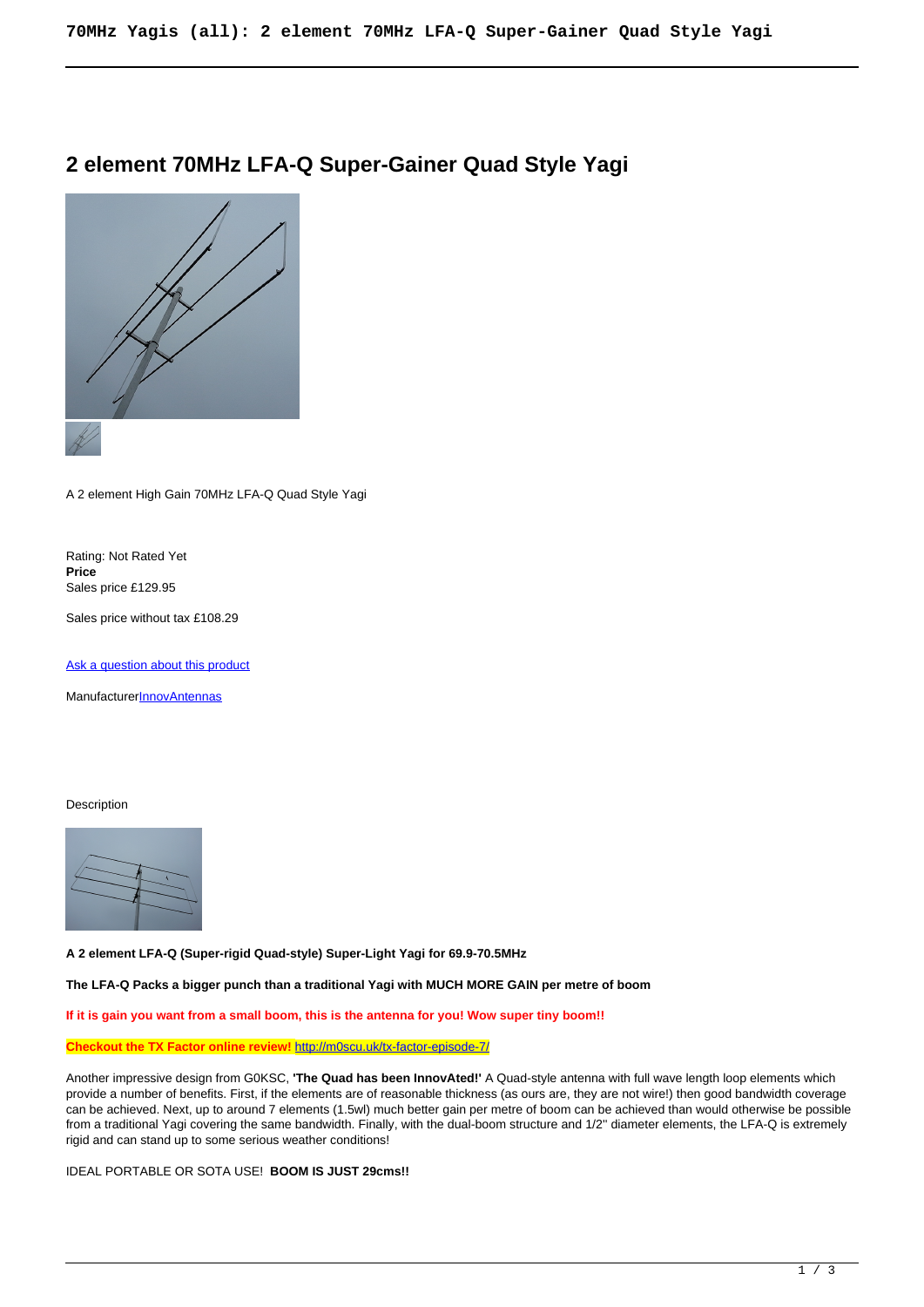# 2 element 70MHz LFA-Q Super-Gainer Quad Style Yagi

A 2 element High Gain 70MHz LFA-Q Quad Style Yagi

Rating: Not Rated Yet
**Price**
Sales price £129.95

Sales price without tax £108.29

[Ask a question about this product]()

Manufacturer[InnovAntennas]()

Description

**A 2 element LFA-Q (Super-rigid Quad-style) Super-Light Yagi for 69.9-70.5MHz**

**The LFA-Q Packs a bigger punch than a traditional Yagi with MUCH MORE GAIN per metre of boom**

**If it is gain you want from a small boom, this is the antenna for you! Wow super tiny boom!!**

**Checkout the TX Factor online review!** [http://m0scu.uk/tx-factor-episode-7/](http://m0scu.uk/tx-factor-episode-7/)

Another impressive design from G0KSC, **'The Quad has been InnovAted!'** A Quad-style antenna with full wave length loop elements which provide a number of benefits. First, if the elements are of reasonable thickness (as ours are, they are not wire!) then good bandwidth coverage can be achieved. Next, up to around 7 elements (1.5wl) much better gain per metre of boom can be achieved than would otherwise be possible from a traditional Yagi covering the same bandwidth. Finally, with the dual-boom structure and 1/2'' diameter elements, the LFA-Q is extremely rigid and can stand up to some serious weather conditions!

IDEAL PORTABLE OR SOTA USE! **BOOM IS JUST 29cms!!**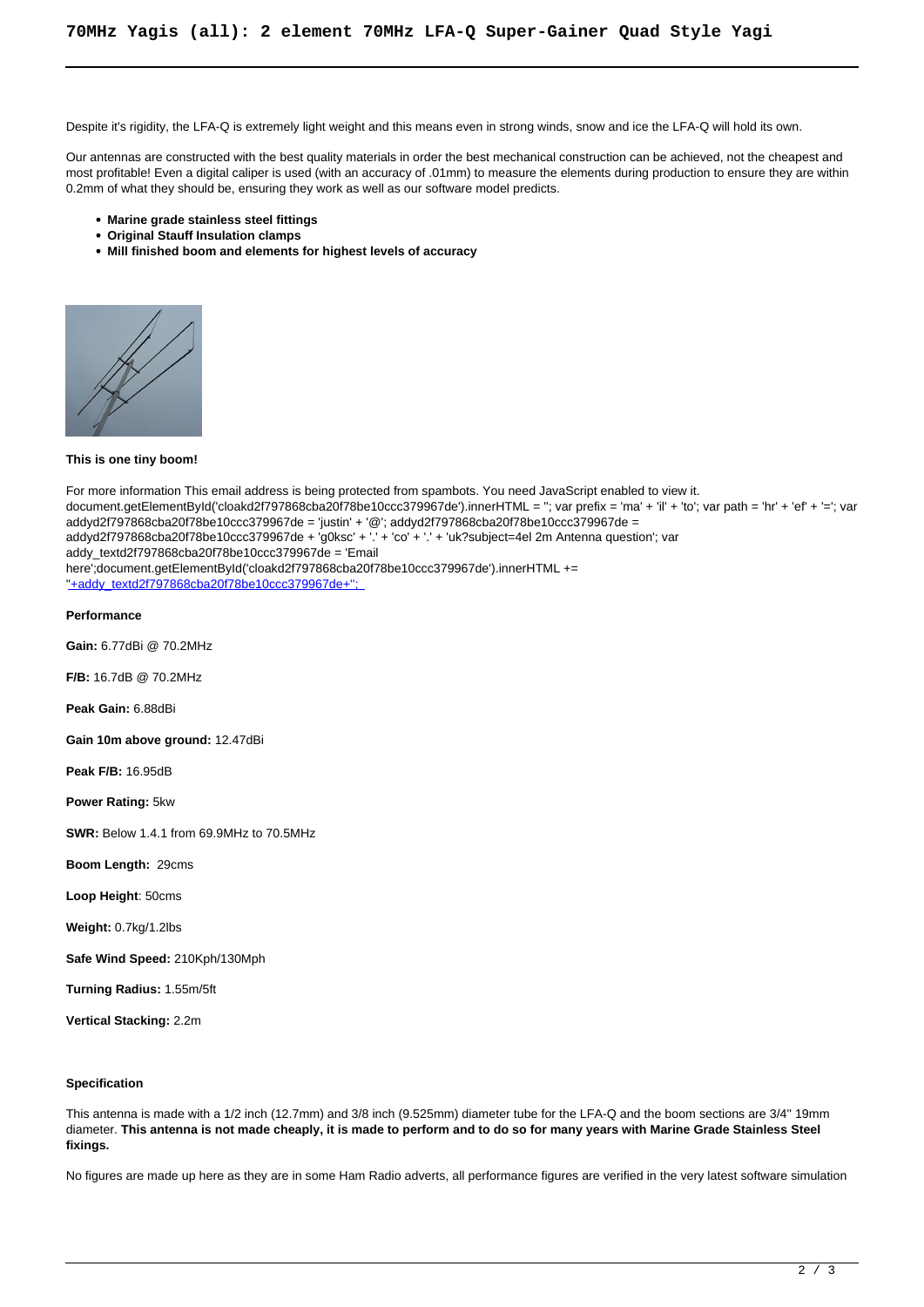Despite it's rigidity, the LFA-Q is extremely light weight and this means even in strong winds, snow and ice the LFA-Q will hold its own.

Our antennas are constructed with the best quality materials in order the best mechanical construction can be achieved, not the cheapest and most profitable! Even a digital caliper is used (with an accuracy of .01mm) to measure the elements during production to ensure they are within 0.2mm of what they should be, ensuring they work as well as our software model predicts.

- **Marine grade stainless steel fittings**
- **Original Stauff Insulation clamps**
- **Mill finished boom and elements for highest levels of accuracy**

**This is one tiny boom!**

For more information This email address is being protected from spambots. You need JavaScript enabled to view it.
document.getElementById('cloakd2f797868cba20f78be10ccc379967de').innerHTML = ''; var prefix = 'ma' + 'il' + 'to'; var path = 'hr' + 'ef' + '='; var addyd2f797868cba20f78be10ccc379967de = 'justin' + '@'; addyd2f797868cba20f78be10ccc379967de = addyd2f797868cba20f78be10ccc379967de + 'g0ksc' + '.' + 'co' + '.' + 'uk?subject=4el 2m Antenna question'; var addy_textd2f797868cba20f78be10ccc379967de = 'Email here';document.getElementById('cloakd2f797868cba20f78be10ccc379967de').innerHTML += '+addy_textd2f797868cba20f78be10ccc379967de+'';

**Performance**

**Gain:** 6.77dBi @ 70.2MHz

**F/B:** 16.7dB @ 70.2MHz

**Peak Gain:** 6.88dBi

**Gain 10m above ground:** 12.47dBi

**Peak F/B:** 16.95dB

**Power Rating:** 5kw

**SWR:** Below 1.4.1 from 69.9MHz to 70.5MHz

**Boom Length:** 29cms

**Loop Height**: 50cms

**Weight:** 0.7kg/1.2lbs

**Safe Wind Speed:** 210Kph/130Mph

**Turning Radius:** 1.55m/5ft

**Vertical Stacking:** 2.2m

**Specification**

This antenna is made with a 1/2 inch (12.7mm) and 3/8 inch (9.525mm) diameter tube for the LFA-Q and the boom sections are 3/4" 19mm diameter. **This antenna is not made cheaply, it is made to perform and to do so for many years with Marine Grade Stainless Steel fixings.**

No figures are made up here as they are in some Ham Radio adverts, all performance figures are verified in the very latest software simulation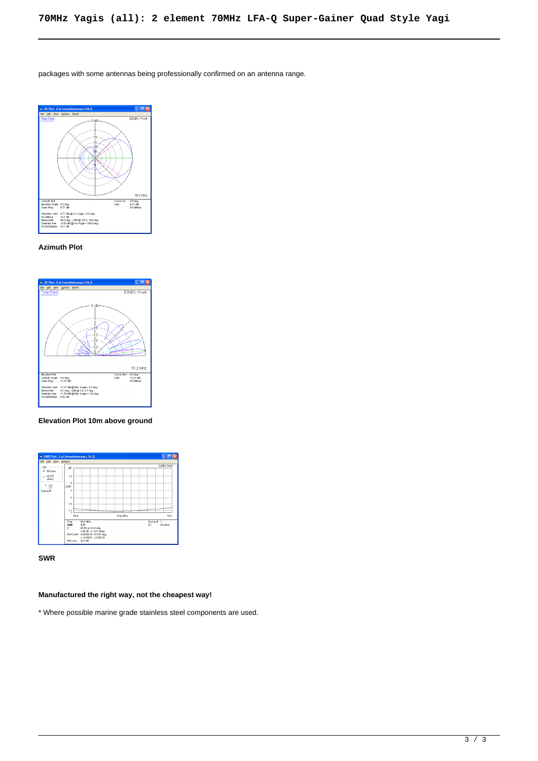packages with some antennas being professionally confirmed on an antenna range.

**Azimuth Plot**

**Elevation Plot 10m above ground**

**SWR**

**Manufactured the right way, not the cheapest way!**

* Where possible marine grade stainless steel components are used.